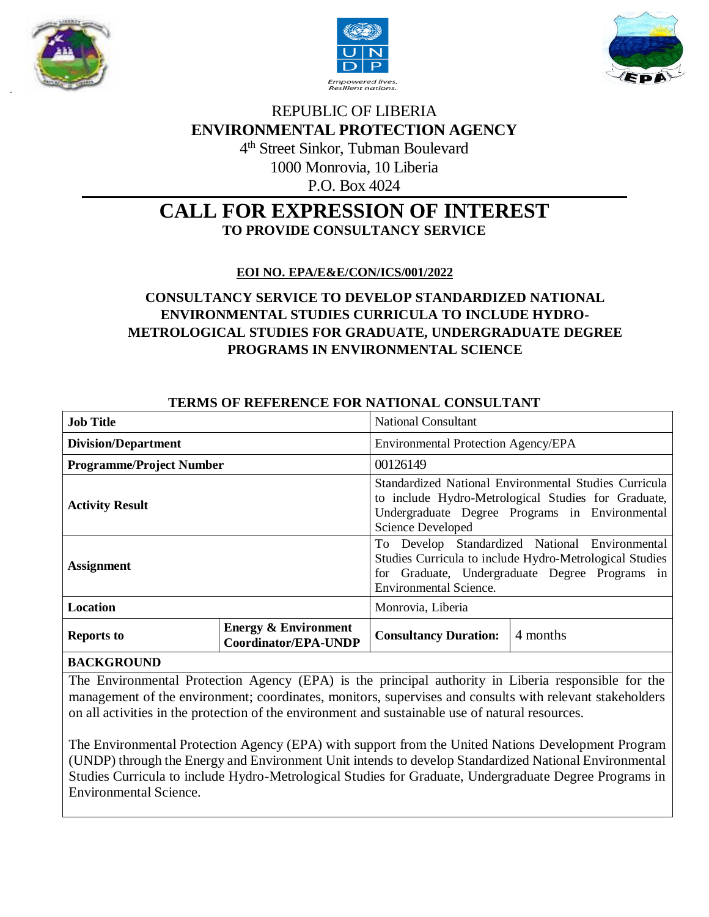REPUBLIC OF LIBERIA

**ENVIRONMENTAL PROTECTION AGENCY**

4th Street Sinkor, Tubman Boulevard

1000 Monrovia, 10 Liberia

P.O. Box 4024

# CALL FOR EXPRESSION OF INTEREST

**TO PROVIDE CONSULTANCY SERVICE**

**EOI NO. EPA/E&E/CON/ICS/001/2022**

## CONSULTANCY SERVICE TO DEVELOP STANDARDIZED NATIONAL ENVIRONMENTAL STUDIES CURRICULA TO INCLUDE HYDRO-METROLOGICAL STUDIES FOR GRADUATE, UNDERGRADUATE DEGREE PROGRAMS IN ENVIRONMENTAL SCIENCE

### TERMS OF REFERENCE FOR NATIONAL CONSULTANT

| **Job Title** | | National Consultant | |
|---|---|---|---|
| **Division/Department** | | Environmental Protection Agency/EPA | |
| **Programme/Project Number** | | 00126149 | |
| **Activity Result** | | Standardized National Environmental Studies Curricula to include Hydro-Metrological Studies for Graduate, Undergraduate Degree Programs in Environmental Science Developed | |
| **Assignment** | | To Develop Standardized National Environmental Studies Curricula to include Hydro-Metrological Studies for Graduate, Undergraduate Degree Programs in Environmental Science. | |
| **Location** | | Monrovia, Liberia | |
| **Reports to** | **Energy & Environment Coordinator/EPA-UNDP** | **Consultancy Duration:** | 4 months |

**BACKGROUND**

The Environmental Protection Agency (EPA) is the principal authority in Liberia responsible for the management of the environment; coordinates, monitors, supervises and consults with relevant stakeholders on all activities in the protection of the environment and sustainable use of natural resources.

The Environmental Protection Agency (EPA) with support from the United Nations Development Program (UNDP) through the Energy and Environment Unit intends to develop Standardized National Environmental Studies Curricula to include Hydro-Metrological Studies for Graduate, Undergraduate Degree Programs in Environmental Science.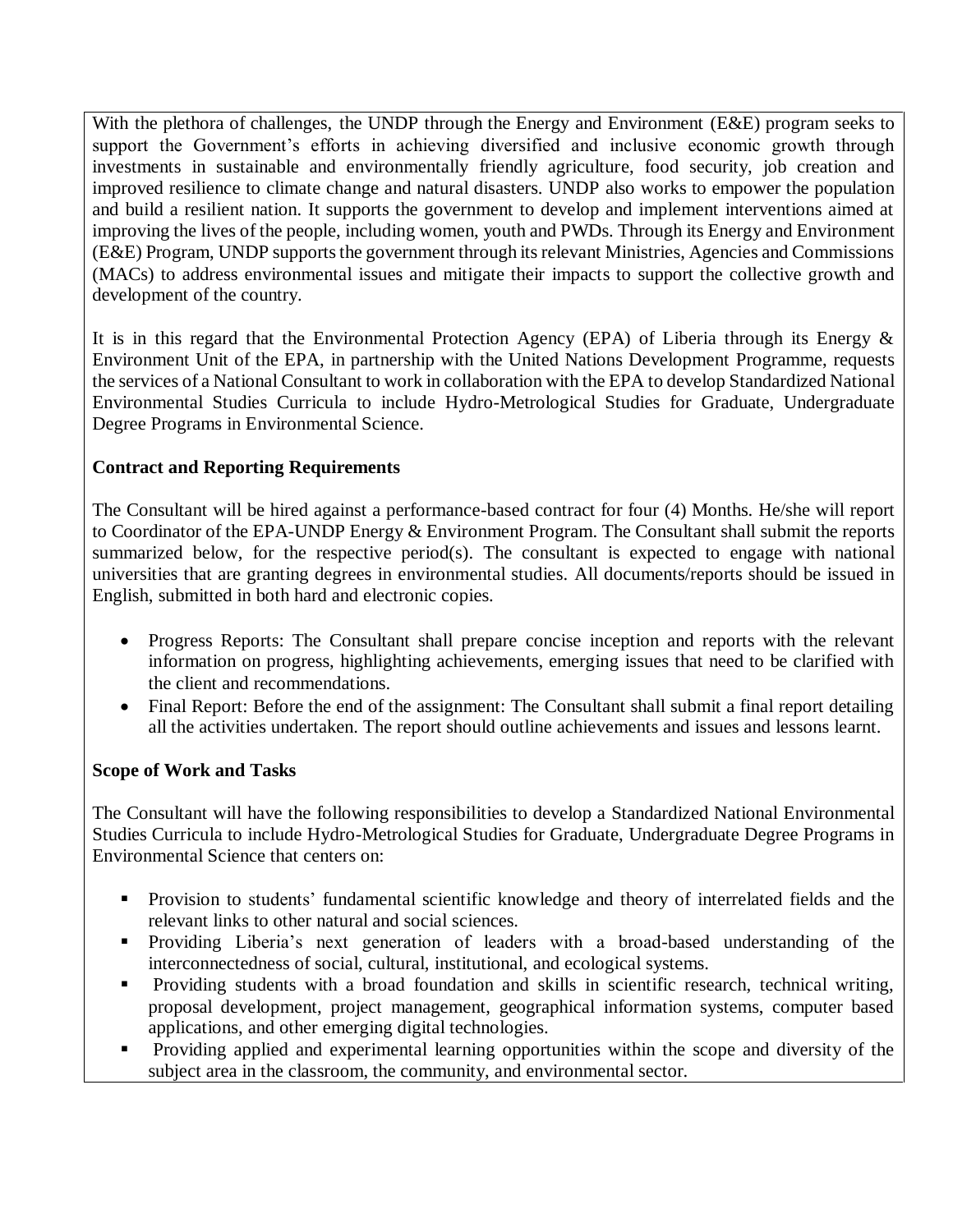With the plethora of challenges, the UNDP through the Energy and Environment (E&E) program seeks to support the Government's efforts in achieving diversified and inclusive economic growth through investments in sustainable and environmentally friendly agriculture, food security, job creation and improved resilience to climate change and natural disasters. UNDP also works to empower the population and build a resilient nation. It supports the government to develop and implement interventions aimed at improving the lives of the people, including women, youth and PWDs. Through its Energy and Environment (E&E) Program, UNDP supports the government through its relevant Ministries, Agencies and Commissions (MACs) to address environmental issues and mitigate their impacts to support the collective growth and development of the country.

It is in this regard that the Environmental Protection Agency (EPA) of Liberia through its Energy & Environment Unit of the EPA, in partnership with the United Nations Development Programme, requests the services of a National Consultant to work in collaboration with the EPA to develop Standardized National Environmental Studies Curricula to include Hydro-Metrological Studies for Graduate, Undergraduate Degree Programs in Environmental Science.

**Contract and Reporting Requirements**

The Consultant will be hired against a performance-based contract for four (4) Months. He/she will report to Coordinator of the EPA-UNDP Energy & Environment Program. The Consultant shall submit the reports summarized below, for the respective period(s). The consultant is expected to engage with national universities that are granting degrees in environmental studies. All documents/reports should be issued in English, submitted in both hard and electronic copies.

- Progress Reports: The Consultant shall prepare concise inception and reports with the relevant information on progress, highlighting achievements, emerging issues that need to be clarified with the client and recommendations.
- Final Report: Before the end of the assignment: The Consultant shall submit a final report detailing all the activities undertaken. The report should outline achievements and issues and lessons learnt.

**Scope of Work and Tasks**

The Consultant will have the following responsibilities to develop a Standardized National Environmental Studies Curricula to include Hydro-Metrological Studies for Graduate, Undergraduate Degree Programs in Environmental Science that centers on:

- Provision to students' fundamental scientific knowledge and theory of interrelated fields and the relevant links to other natural and social sciences.
- Providing Liberia's next generation of leaders with a broad-based understanding of the interconnectedness of social, cultural, institutional, and ecological systems.
- Providing students with a broad foundation and skills in scientific research, technical writing, proposal development, project management, geographical information systems, computer based applications, and other emerging digital technologies.
- Providing applied and experimental learning opportunities within the scope and diversity of the subject area in the classroom, the community, and environmental sector.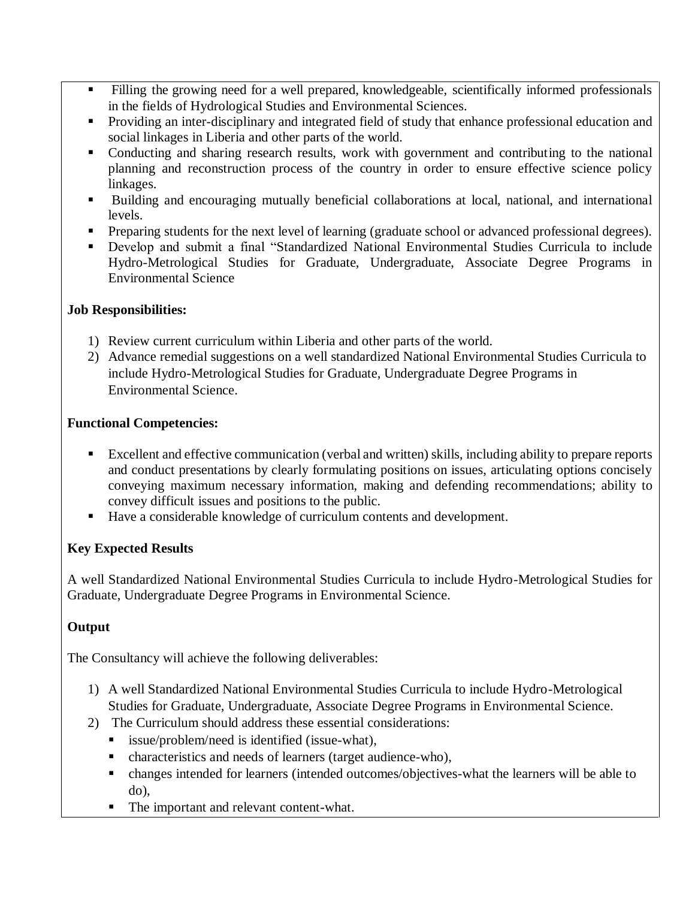- Filling the growing need for a well prepared, knowledgeable, scientifically informed professionals in the fields of Hydrological Studies and Environmental Sciences.
- Providing an inter-disciplinary and integrated field of study that enhance professional education and social linkages in Liberia and other parts of the world.
- Conducting and sharing research results, work with government and contributing to the national planning and reconstruction process of the country in order to ensure effective science policy linkages.
- Building and encouraging mutually beneficial collaborations at local, national, and international levels.
- Preparing students for the next level of learning (graduate school or advanced professional degrees).
- Develop and submit a final "Standardized National Environmental Studies Curricula to include Hydro-Metrological Studies for Graduate, Undergraduate, Associate Degree Programs in Environmental Science

**Job Responsibilities:**

1) Review current curriculum within Liberia and other parts of the world.
2) Advance remedial suggestions on a well standardized National Environmental Studies Curricula to include Hydro-Metrological Studies for Graduate, Undergraduate Degree Programs in Environmental Science.

**Functional Competencies:**

- Excellent and effective communication (verbal and written) skills, including ability to prepare reports and conduct presentations by clearly formulating positions on issues, articulating options concisely conveying maximum necessary information, making and defending recommendations; ability to convey difficult issues and positions to the public.
- Have a considerable knowledge of curriculum contents and development.

**Key Expected Results**

A well Standardized National Environmental Studies Curricula to include Hydro-Metrological Studies for Graduate, Undergraduate Degree Programs in Environmental Science.

**Output**

The Consultancy will achieve the following deliverables:

1) A well Standardized National Environmental Studies Curricula to include Hydro-Metrological Studies for Graduate, Undergraduate, Associate Degree Programs in Environmental Science.
2) The Curriculum should address these essential considerations:
   - issue/problem/need is identified (issue-what),
   - characteristics and needs of learners (target audience-who),
   - changes intended for learners (intended outcomes/objectives-what the learners will be able to do),
   - The important and relevant content-what.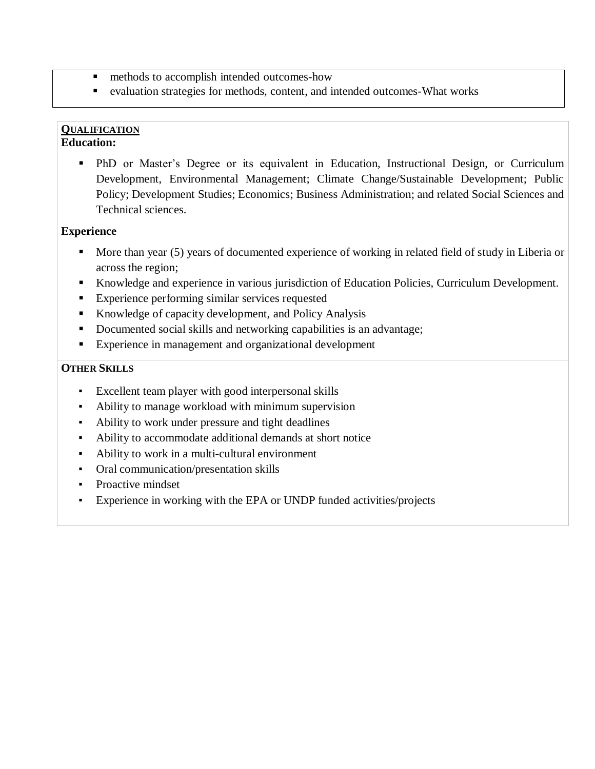- methods to accomplish intended outcomes-how
- evaluation strategies for methods, content, and intended outcomes-What works

## QUALIFICATION

**Education:**

- PhD or Master's Degree or its equivalent in Education, Instructional Design, or Curriculum Development, Environmental Management; Climate Change/Sustainable Development; Public Policy; Development Studies; Economics; Business Administration; and related Social Sciences and Technical sciences.

**Experience**

- More than year (5) years of documented experience of working in related field of study in Liberia or across the region;
- Knowledge and experience in various jurisdiction of Education Policies, Curriculum Development.
- Experience performing similar services requested
- Knowledge of capacity development, and Policy Analysis
- Documented social skills and networking capabilities is an advantage;
- Experience in management and organizational development

## OTHER SKILLS

- Excellent team player with good interpersonal skills
- Ability to manage workload with minimum supervision
- Ability to work under pressure and tight deadlines
- Ability to accommodate additional demands at short notice
- Ability to work in a multi-cultural environment
- Oral communication/presentation skills
- Proactive mindset
- Experience in working with the EPA or UNDP funded activities/projects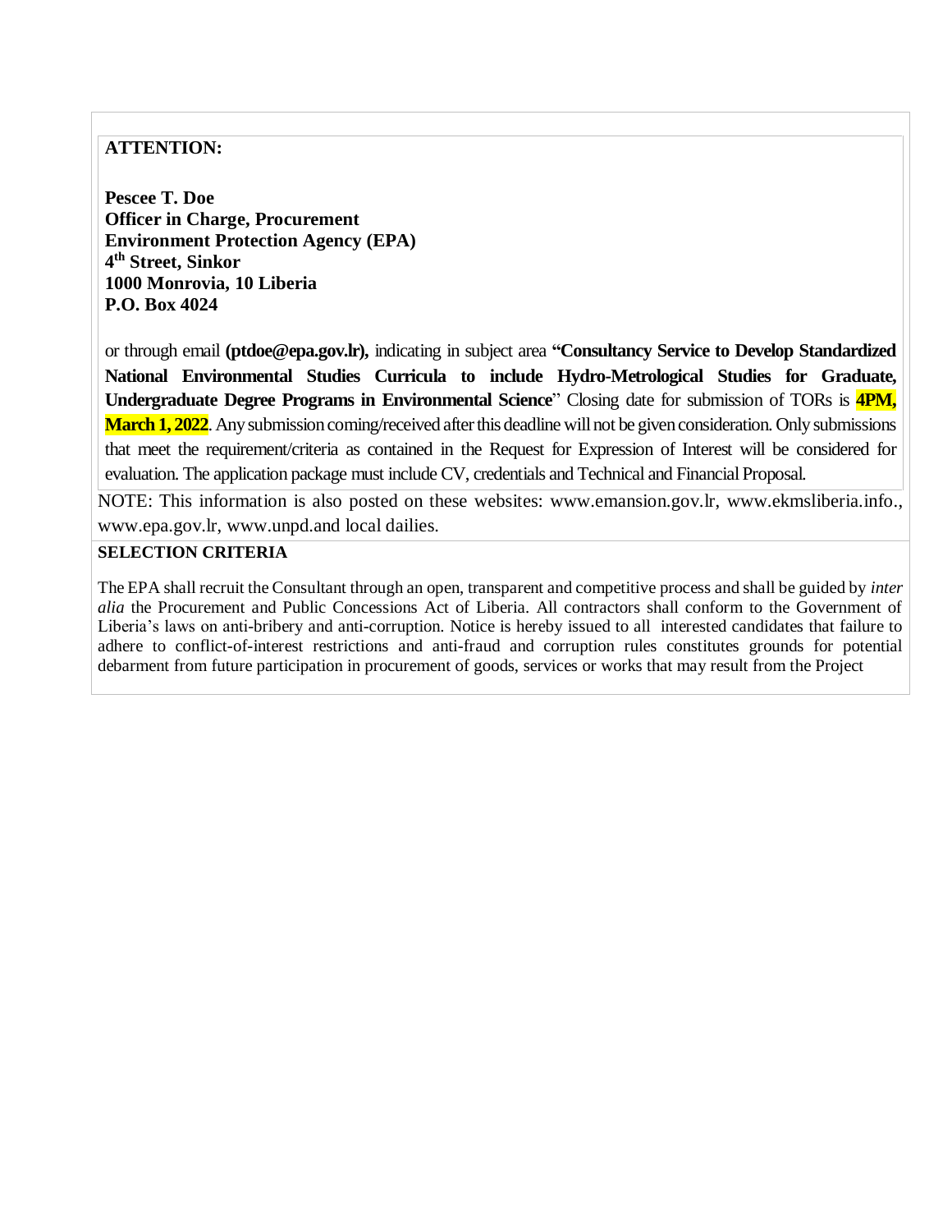**ATTENTION:**

**Pescee T. Doe**
**Officer in Charge, Procurement**
**Environment Protection Agency (EPA)**
**4th Street, Sinkor**
**1000 Monrovia, 10 Liberia**
**P.O. Box 4024**

or through email **(ptdoe@epa.gov.lr),** indicating in subject area **"Consultancy Service to Develop Standardized National Environmental Studies Curricula to include Hydro-Metrological Studies for Graduate, Undergraduate Degree Programs in Environmental Science**" Closing date for submission of TORs is **4PM, March 1, 2022**. Any submission coming/received after this deadline will not be given consideration. Only submissions that meet the requirement/criteria as contained in the Request for Expression of Interest will be considered for evaluation. The application package must include CV, credentials and Technical and Financial Proposal.

NOTE: This information is also posted on these websites: www.emansion.gov.lr, www.ekmsliberia.info., www.epa.gov.lr, www.unpd.and local dailies.

**SELECTION CRITERIA**

The EPA shall recruit the Consultant through an open, transparent and competitive process and shall be guided by *inter alia* the Procurement and Public Concessions Act of Liberia. All contractors shall conform to the Government of Liberia's laws on anti-bribery and anti-corruption. Notice is hereby issued to all interested candidates that failure to adhere to conflict-of-interest restrictions and anti-fraud and corruption rules constitutes grounds for potential debarment from future participation in procurement of goods, services or works that may result from the Project